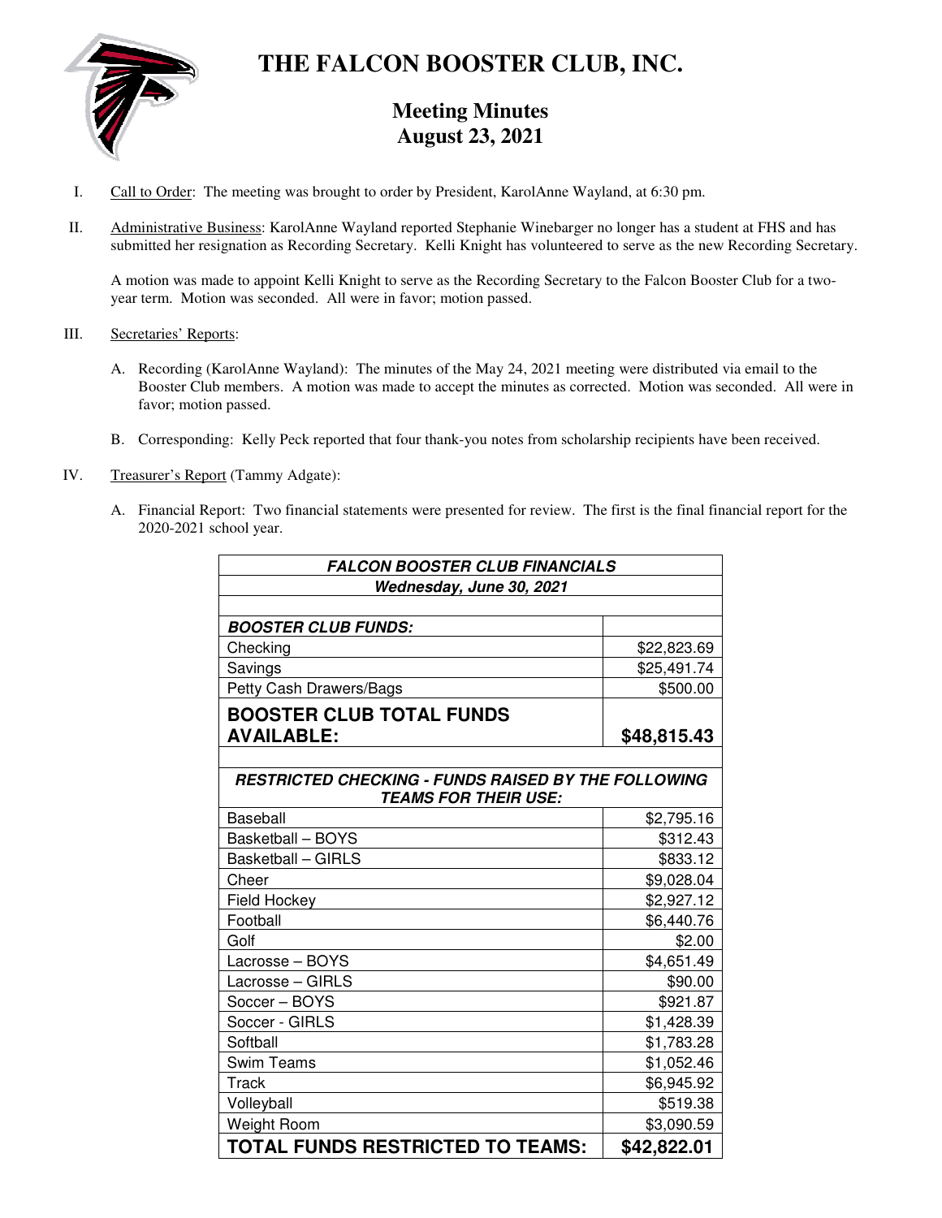# THE FALCON BOOSTER CLUB, INC.

## Meeting Minutes
## August 23, 2021

I. Call to Order: The meeting was brought to order by President, KarolAnne Wayland, at 6:30 pm.

II. Administrative Business: KarolAnne Wayland reported Stephanie Winebarger no longer has a student at FHS and has submitted her resignation as Recording Secretary. Kelli Knight has volunteered to serve as the new Recording Secretary.

A motion was made to appoint Kelli Knight to serve as the Recording Secretary to the Falcon Booster Club for a two-year term. Motion was seconded. All were in favor; motion passed.

III. Secretaries' Reports:

A. Recording (KarolAnne Wayland): The minutes of the May 24, 2021 meeting were distributed via email to the Booster Club members. A motion was made to accept the minutes as corrected. Motion was seconded. All were in favor; motion passed.

B. Corresponding: Kelly Peck reported that four thank-you notes from scholarship recipients have been received.

IV. Treasurer's Report (Tammy Adgate):

A. Financial Report: Two financial statements were presented for review. The first is the final financial report for the 2020-2021 school year.

| ***FALCON BOOSTER CLUB FINANCIALS*** | |
|---|---|
| ***Wednesday, June 30, 2021*** | |
| | |
| ***BOOSTER CLUB FUNDS:*** | |
| Checking | $22,823.69 |
| Savings | $25,491.74 |
| Petty Cash Drawers/Bags | $500.00 |
| **BOOSTER CLUB TOTAL FUNDS AVAILABLE:** | **$48,815.43** |
| | |
| ***RESTRICTED CHECKING - FUNDS RAISED BY THE FOLLOWING TEAMS FOR THEIR USE:*** | |
| Baseball | $2,795.16 |
| Basketball – BOYS | $312.43 |
| Basketball – GIRLS | $833.12 |
| Cheer | $9,028.04 |
| Field Hockey | $2,927.12 |
| Football | $6,440.76 |
| Golf | $2.00 |
| Lacrosse – BOYS | $4,651.49 |
| Lacrosse – GIRLS | $90.00 |
| Soccer – BOYS | $921.87 |
| Soccer - GIRLS | $1,428.39 |
| Softball | $1,783.28 |
| Swim Teams | $1,052.46 |
| Track | $6,945.92 |
| Volleyball | $519.38 |
| Weight Room | $3,090.59 |
| **TOTAL FUNDS RESTRICTED TO TEAMS:** | **$42,822.01** |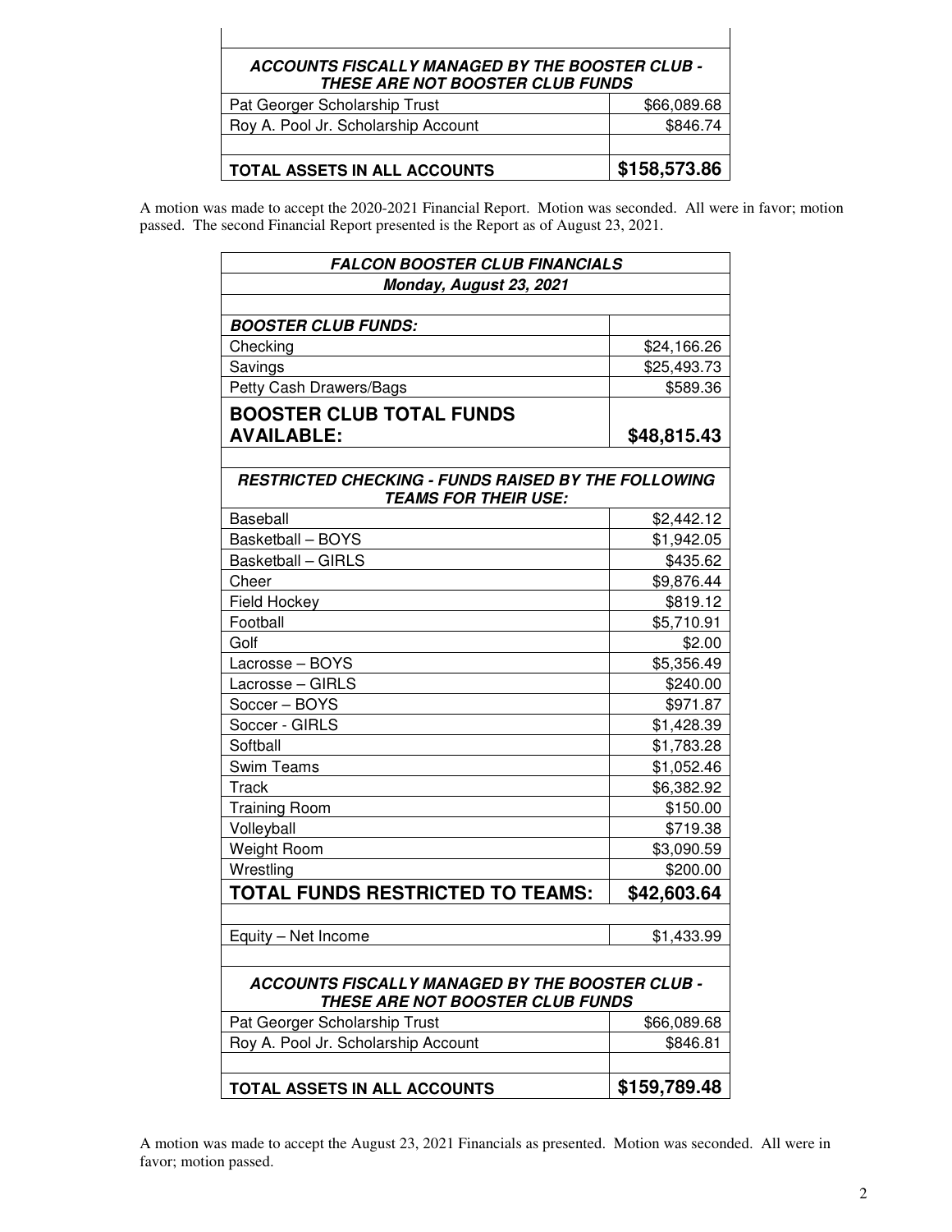| | |
|---|---|
| ***ACCOUNTS FISCALLY MANAGED BY THE BOOSTER CLUB - THESE ARE NOT BOOSTER CLUB FUNDS*** | |
| Pat Georger Scholarship Trust | $66,089.68 |
| Roy A. Pool Jr. Scholarship Account | $846.74 |
| | |
| **TOTAL ASSETS IN ALL ACCOUNTS** | **$158,573.86** |

A motion was made to accept the 2020-2021 Financial Report. Motion was seconded. All were in favor; motion passed. The second Financial Report presented is the Report as of August 23, 2021.

| ***FALCON BOOSTER CLUB FINANCIALS*** | |
|---|---|
| ***Monday, August 23, 2021*** | |
| | |
| ***BOOSTER CLUB FUNDS:*** | |
| Checking | $24,166.26 |
| Savings | $25,493.73 |
| Petty Cash Drawers/Bags | $589.36 |
| **BOOSTER CLUB TOTAL FUNDS AVAILABLE:** | **$48,815.43** |
| | |
| ***RESTRICTED CHECKING - FUNDS RAISED BY THE FOLLOWING TEAMS FOR THEIR USE:*** | |
| Baseball | $2,442.12 |
| Basketball – BOYS | $1,942.05 |
| Basketball – GIRLS | $435.62 |
| Cheer | $9,876.44 |
| Field Hockey | $819.12 |
| Football | $5,710.91 |
| Golf | $2.00 |
| Lacrosse – BOYS | $5,356.49 |
| Lacrosse – GIRLS | $240.00 |
| Soccer – BOYS | $971.87 |
| Soccer - GIRLS | $1,428.39 |
| Softball | $1,783.28 |
| Swim Teams | $1,052.46 |
| Track | $6,382.92 |
| Training Room | $150.00 |
| Volleyball | $719.38 |
| Weight Room | $3,090.59 |
| Wrestling | $200.00 |
| **TOTAL FUNDS RESTRICTED TO TEAMS:** | **$42,603.64** |
| | |
| Equity – Net Income | $1,433.99 |
| | |
| ***ACCOUNTS FISCALLY MANAGED BY THE BOOSTER CLUB - THESE ARE NOT BOOSTER CLUB FUNDS*** | |
| Pat Georger Scholarship Trust | $66,089.68 |
| Roy A. Pool Jr. Scholarship Account | $846.81 |
| | |
| **TOTAL ASSETS IN ALL ACCOUNTS** | **$159,789.48** |

A motion was made to accept the August 23, 2021 Financials as presented. Motion was seconded. All were in favor; motion passed.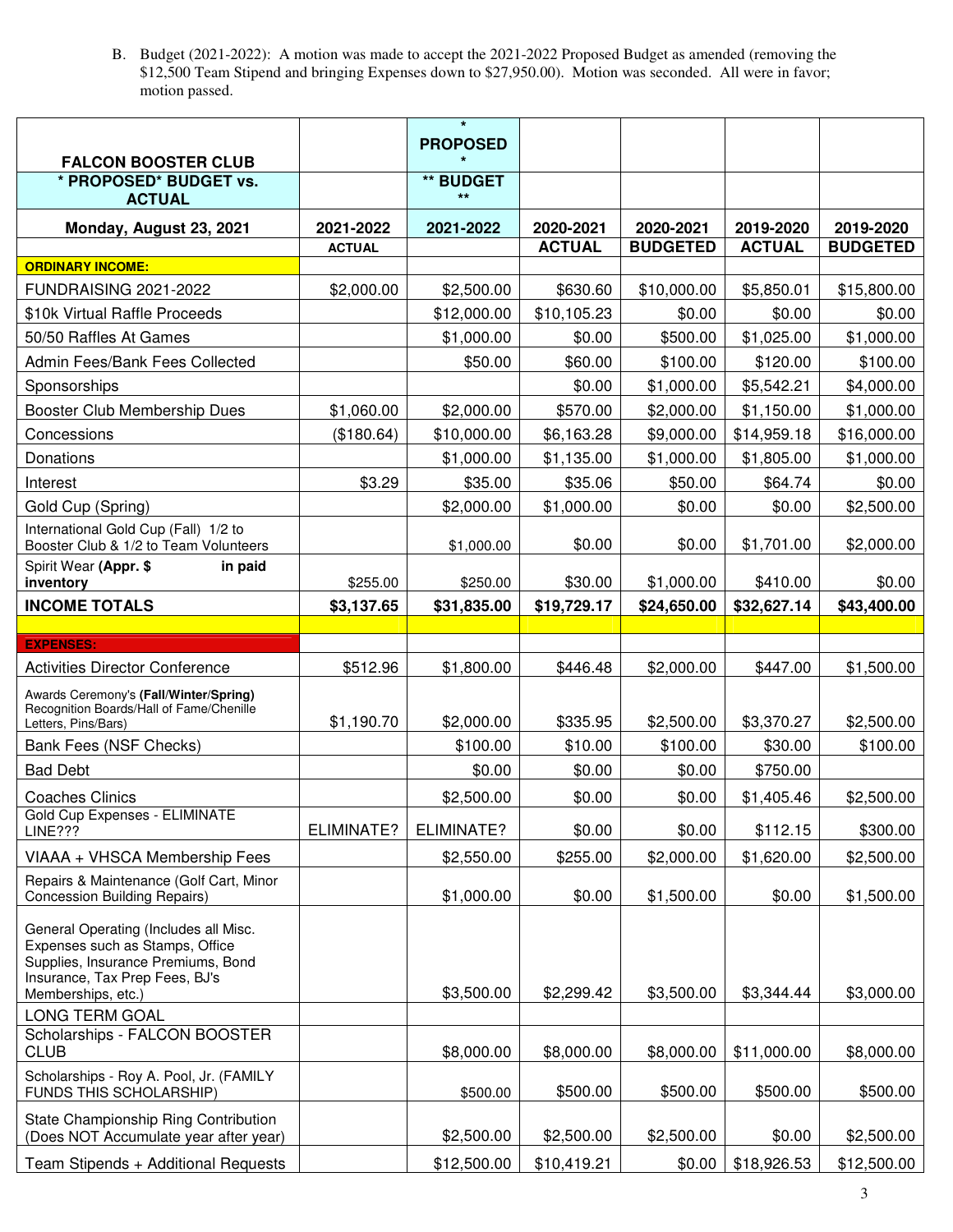B. Budget (2021-2022): A motion was made to accept the 2021-2022 Proposed Budget as amended (removing the $12,500 Team Stipend and bringing Expenses down to $27,950.00). Motion was seconded. All were in favor; motion passed.

| FALCON BOOSTER CLUB | | * PROPOSED * | | | | |
|---|---|---|---|---|---|---|
| * PROPOSED* BUDGET vs. ACTUAL | | ** BUDGET ** | | | | |
| Monday, August 23, 2021 | 2021-2022 | 2021-2022 | 2020-2021 | 2020-2021 | 2019-2020 | 2019-2020 |
| | ACTUAL | | ACTUAL | BUDGETED | ACTUAL | BUDGETED |
| **ORDINARY INCOME:** | | | | | | |
| FUNDRAISING 2021-2022 | $2,000.00 | $2,500.00 | $630.60 | $10,000.00 | $5,850.01 | $15,800.00 |
| $10k Virtual Raffle Proceeds | | $12,000.00 | $10,105.23 | $0.00 | $0.00 | $0.00 |
| 50/50 Raffles At Games | | $1,000.00 | $0.00 | $500.00 | $1,025.00 | $1,000.00 |
| Admin Fees/Bank Fees Collected | | $50.00 | $60.00 | $100.00 | $120.00 | $100.00 |
| Sponsorships | | | $0.00 | $1,000.00 | $5,542.21 | $4,000.00 |
| Booster Club Membership Dues | $1,060.00 | $2,000.00 | $570.00 | $2,000.00 | $1,150.00 | $1,000.00 |
| Concessions | ($180.64) | $10,000.00 | $6,163.28 | $9,000.00 | $14,959.18 | $16,000.00 |
| Donations | | $1,000.00 | $1,135.00 | $1,000.00 | $1,805.00 | $1,000.00 |
| Interest | $3.29 | $35.00 | $35.06 | $50.00 | $64.74 | $0.00 |
| Gold Cup (Spring) | | $2,000.00 | $1,000.00 | $0.00 | $0.00 | $2,500.00 |
| International Gold Cup (Fall) 1/2 to Booster Club & 1/2 to Team Volunteers | | $1,000.00 | $0.00 | $0.00 | $1,701.00 | $2,000.00 |
| Spirit Wear **(Appr. $ in paid inventory** | $255.00 | $250.00 | $30.00 | $1,000.00 | $410.00 | $0.00 |
| **INCOME TOTALS** | **$3,137.65** | **$31,835.00** | **$19,729.17** | **$24,650.00** | **$32,627.14** | **$43,400.00** |
| | | | | | | |
| **EXPENSES:** | | | | | | |
| Activities Director Conference | $512.96 | $1,800.00 | $446.48 | $2,000.00 | $447.00 | $1,500.00 |
| Awards Ceremony's **(Fall/Winter/Spring)** Recognition Boards/Hall of Fame/Chenille Letters, Pins/Bars) | $1,190.70 | $2,000.00 | $335.95 | $2,500.00 | $3,370.27 | $2,500.00 |
| Bank Fees (NSF Checks) | | $100.00 | $10.00 | $100.00 | $30.00 | $100.00 |
| Bad Debt | | $0.00 | $0.00 | $0.00 | $750.00 | |
| Coaches Clinics | | $2,500.00 | $0.00 | $0.00 | $1,405.46 | $2,500.00 |
| Gold Cup Expenses - ELIMINATE LINE??? | ELIMINATE? | ELIMINATE? | $0.00 | $0.00 | $112.15 | $300.00 |
| VIAAA + VHSCA Membership Fees | | $2,550.00 | $255.00 | $2,000.00 | $1,620.00 | $2,500.00 |
| Repairs & Maintenance (Golf Cart, Minor Concession Building Repairs) | | $1,000.00 | $0.00 | $1,500.00 | $0.00 | $1,500.00 |
| General Operating (Includes all Misc. Expenses such as Stamps, Office Supplies, Insurance Premiums, Bond Insurance, Tax Prep Fees, BJ's Memberships, etc.) | | $3,500.00 | $2,299.42 | $3,500.00 | $3,344.44 | $3,000.00 |
| LONG TERM GOAL | | | | | | |
| Scholarships - FALCON BOOSTER CLUB | | $8,000.00 | $8,000.00 | $8,000.00 | $11,000.00 | $8,000.00 |
| Scholarships - Roy A. Pool, Jr. (FAMILY FUNDS THIS SCHOLARSHIP) | | $500.00 | $500.00 | $500.00 | $500.00 | $500.00 |
| State Championship Ring Contribution (Does NOT Accumulate year after year) | | $2,500.00 | $2,500.00 | $2,500.00 | $0.00 | $2,500.00 |
| Team Stipends + Additional Requests | | $12,500.00 | $10,419.21 | $0.00 | $18,926.53 | $12,500.00 |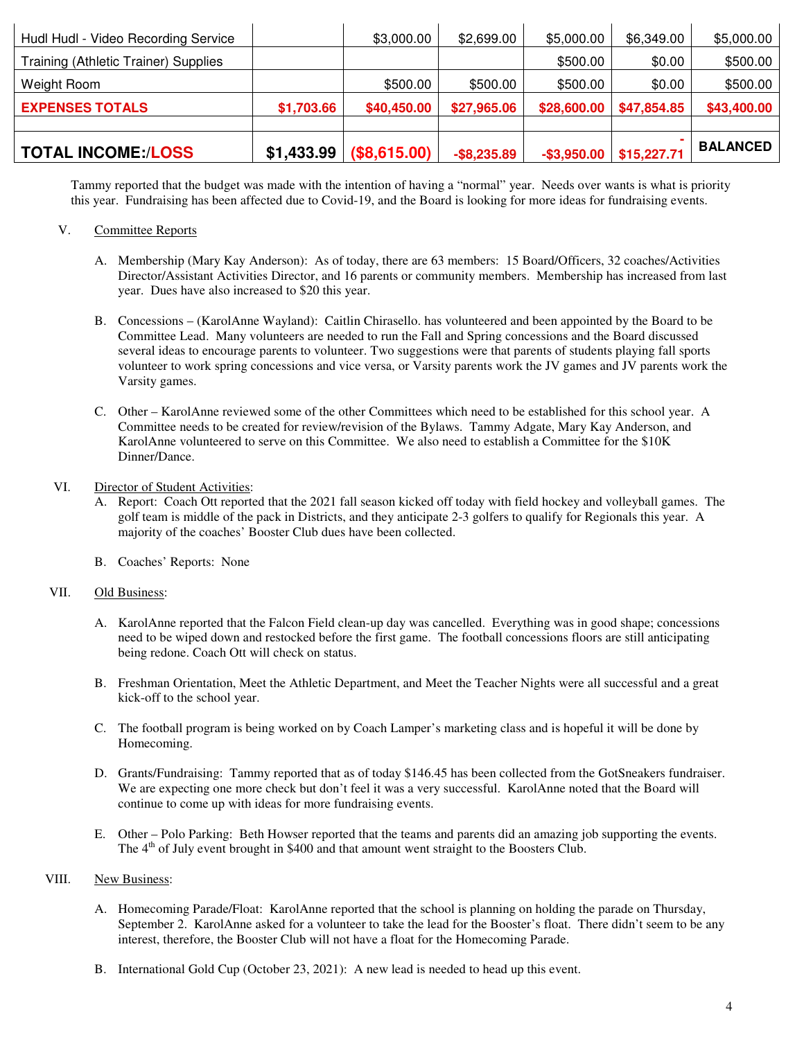| Hudl Hudl - Video Recording Service | | $3,000.00 | $2,699.00 | $5,000.00 | $6,349.00 | $5,000.00 |
|---|---|---|---|---|---|---|
| Training (Athletic Trainer) Supplies | | | | $500.00 | $0.00 | $500.00 |
| Weight Room | | $500.00 | $500.00 | $500.00 | $0.00 | $500.00 |
| **EXPENSES TOTALS** | **$1,703.66** | **$40,450.00** | **$27,965.06** | **$28,600.00** | **$47,854.85** | **$43,400.00** |
| | | | | | | |
| **TOTAL INCOME:/LOSS** | **$1,433.99** | **($8,615.00)** | **-$8,235.89** | **-$3,950.00** | **-$15,227.71** | **BALANCED** |

Tammy reported that the budget was made with the intention of having a "normal" year. Needs over wants is what is priority this year. Fundraising has been affected due to Covid-19, and the Board is looking for more ideas for fundraising events.

V. Committee Reports

A. Membership (Mary Kay Anderson): As of today, there are 63 members: 15 Board/Officers, 32 coaches/Activities Director/Assistant Activities Director, and 16 parents or community members. Membership has increased from last year. Dues have also increased to $20 this year.

B. Concessions – (KarolAnne Wayland): Caitlin Chirasello. has volunteered and been appointed by the Board to be Committee Lead. Many volunteers are needed to run the Fall and Spring concessions and the Board discussed several ideas to encourage parents to volunteer. Two suggestions were that parents of students playing fall sports volunteer to work spring concessions and vice versa, or Varsity parents work the JV games and JV parents work the Varsity games.

C. Other – KarolAnne reviewed some of the other Committees which need to be established for this school year. A Committee needs to be created for review/revision of the Bylaws. Tammy Adgate, Mary Kay Anderson, and KarolAnne volunteered to serve on this Committee. We also need to establish a Committee for the $10K Dinner/Dance.

VI. Director of Student Activities:

A. Report: Coach Ott reported that the 2021 fall season kicked off today with field hockey and volleyball games. The golf team is middle of the pack in Districts, and they anticipate 2-3 golfers to qualify for Regionals this year. A majority of the coaches' Booster Club dues have been collected.

B. Coaches' Reports: None

VII. Old Business:

A. KarolAnne reported that the Falcon Field clean-up day was cancelled. Everything was in good shape; concessions need to be wiped down and restocked before the first game. The football concessions floors are still anticipating being redone. Coach Ott will check on status.

B. Freshman Orientation, Meet the Athletic Department, and Meet the Teacher Nights were all successful and a great kick-off to the school year.

C. The football program is being worked on by Coach Lamper's marketing class and is hopeful it will be done by Homecoming.

D. Grants/Fundraising: Tammy reported that as of today $146.45 has been collected from the GotSneakers fundraiser. We are expecting one more check but don't feel it was a very successful. KarolAnne noted that the Board will continue to come up with ideas for more fundraising events.

E. Other – Polo Parking: Beth Howser reported that the teams and parents did an amazing job supporting the events. The 4th of July event brought in $400 and that amount went straight to the Boosters Club.

VIII. New Business:

A. Homecoming Parade/Float: KarolAnne reported that the school is planning on holding the parade on Thursday, September 2. KarolAnne asked for a volunteer to take the lead for the Booster's float. There didn't seem to be any interest, therefore, the Booster Club will not have a float for the Homecoming Parade.

B. International Gold Cup (October 23, 2021): A new lead is needed to head up this event.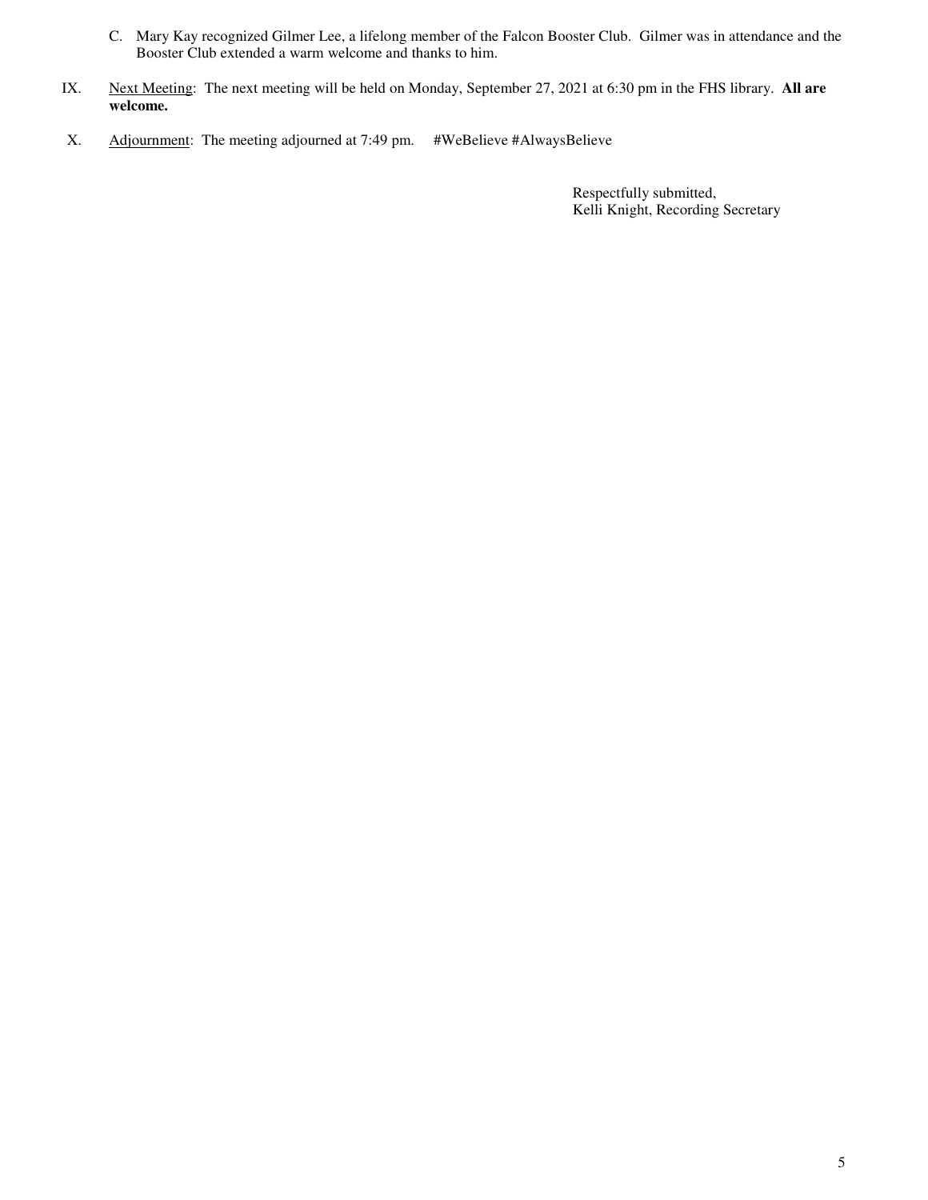C. Mary Kay recognized Gilmer Lee, a lifelong member of the Falcon Booster Club. Gilmer was in attendance and the Booster Club extended a warm welcome and thanks to him.

IX. Next Meeting: The next meeting will be held on Monday, September 27, 2021 at 6:30 pm in the FHS library. **All are welcome.**

X. Adjournment: The meeting adjourned at 7:49 pm. #WeBelieve #AlwaysBelieve

Respectfully submitted,
Kelli Knight, Recording Secretary